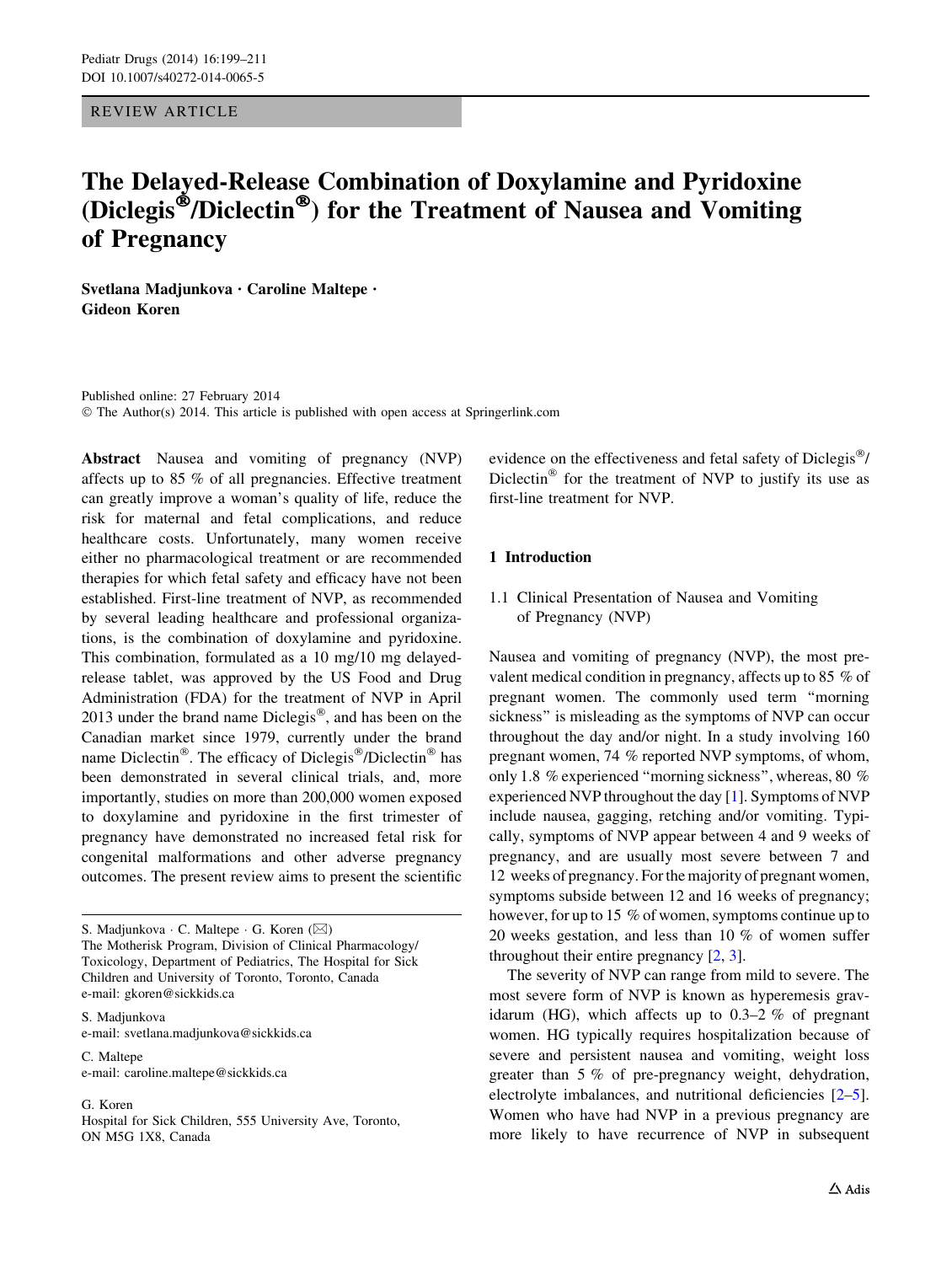REVIEW ARTICLE

# The Delayed-Release Combination of Doxylamine and Pyridoxine (Diclegis®/Diclectin®) for the Treatment of Nausea and Vomiting of Pregnancy

**Svetlana Madjunkova · Caroline Maltepe · Gideon Koren**

Published online: 27 February 2014
© The Author(s) 2014. This article is published with open access at Springerlink.com

**Abstract** Nausea and vomiting of pregnancy (NVP) affects up to 85 % of all pregnancies. Effective treatment can greatly improve a woman's quality of life, reduce the risk for maternal and fetal complications, and reduce healthcare costs. Unfortunately, many women receive either no pharmacological treatment or are recommended therapies for which fetal safety and efficacy have not been established. First-line treatment of NVP, as recommended by several leading healthcare and professional organizations, is the combination of doxylamine and pyridoxine. This combination, formulated as a 10 mg/10 mg delayed-release tablet, was approved by the US Food and Drug Administration (FDA) for the treatment of NVP in April 2013 under the brand name Diclegis®, and has been on the Canadian market since 1979, currently under the brand name Diclectin®. The efficacy of Diclegis®/Diclectin® has been demonstrated in several clinical trials, and, more importantly, studies on more than 200,000 women exposed to doxylamine and pyridoxine in the first trimester of pregnancy have demonstrated no increased fetal risk for congenital malformations and other adverse pregnancy outcomes. The present review aims to present the scientific evidence on the effectiveness and fetal safety of Diclegis®/Diclectin® for the treatment of NVP to justify its use as first-line treatment for NVP.

S. Madjunkova · C. Maltepe · G. Koren (✉)
The Motherisk Program, Division of Clinical Pharmacology/Toxicology, Department of Pediatrics, The Hospital for Sick Children and University of Toronto, Toronto, Canada
e-mail: gkoren@sickkids.ca

S. Madjunkova
e-mail: svetlana.madjunkova@sickkids.ca

C. Maltepe
e-mail: caroline.maltepe@sickkids.ca

G. Koren
Hospital for Sick Children, 555 University Ave, Toronto, ON M5G 1X8, Canada

## 1 Introduction

### 1.1 Clinical Presentation of Nausea and Vomiting of Pregnancy (NVP)

Nausea and vomiting of pregnancy (NVP), the most prevalent medical condition in pregnancy, affects up to 85 % of pregnant women. The commonly used term "morning sickness" is misleading as the symptoms of NVP can occur throughout the day and/or night. In a study involving 160 pregnant women, 74 % reported NVP symptoms, of whom, only 1.8 % experienced "morning sickness", whereas, 80 % experienced NVP throughout the day [1]. Symptoms of NVP include nausea, gagging, retching and/or vomiting. Typically, symptoms of NVP appear between 4 and 9 weeks of pregnancy, and are usually most severe between 7 and 12 weeks of pregnancy. For the majority of pregnant women, symptoms subside between 12 and 16 weeks of pregnancy; however, for up to 15 % of women, symptoms continue up to 20 weeks gestation, and less than 10 % of women suffer throughout their entire pregnancy [2, 3].

The severity of NVP can range from mild to severe. The most severe form of NVP is known as hyperemesis gravidarum (HG), which affects up to 0.3–2 % of pregnant women. HG typically requires hospitalization because of severe and persistent nausea and vomiting, weight loss greater than 5 % of pre-pregnancy weight, dehydration, electrolyte imbalances, and nutritional deficiencies [2–5]. Women who have had NVP in a previous pregnancy are more likely to have recurrence of NVP in subsequent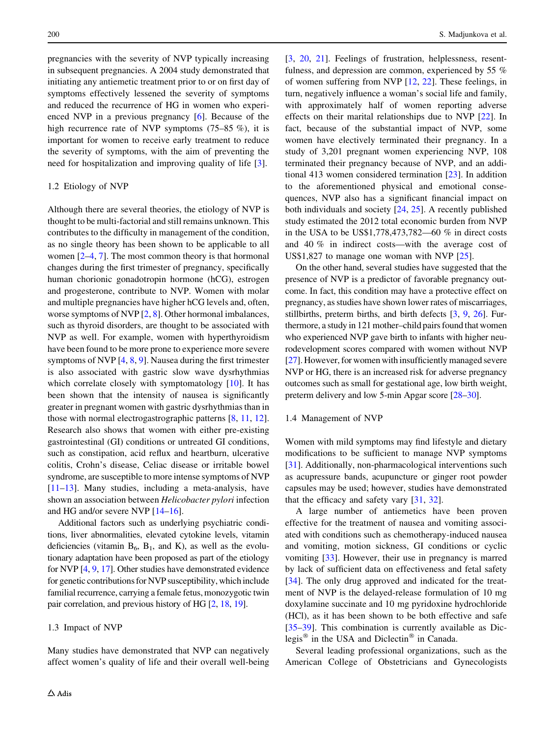pregnancies with the severity of NVP typically increasing in subsequent pregnancies. A 2004 study demonstrated that initiating any antiemetic treatment prior to or on first day of symptoms effectively lessened the severity of symptoms and reduced the recurrence of HG in women who experienced NVP in a previous pregnancy [6]. Because of the high recurrence rate of NVP symptoms (75–85 %), it is important for women to receive early treatment to reduce the severity of symptoms, with the aim of preventing the need for hospitalization and improving quality of life [3].

### 1.2 Etiology of NVP

Although there are several theories, the etiology of NVP is thought to be multi-factorial and still remains unknown. This contributes to the difficulty in management of the condition, as no single theory has been shown to be applicable to all women [2–4, 7]. The most common theory is that hormonal changes during the first trimester of pregnancy, specifically human chorionic gonadotropin hormone (hCG), estrogen and progesterone, contribute to NVP. Women with molar and multiple pregnancies have higher hCG levels and, often, worse symptoms of NVP [2, 8]. Other hormonal imbalances, such as thyroid disorders, are thought to be associated with NVP as well. For example, women with hyperthyroidism have been found to be more prone to experience more severe symptoms of NVP [4, 8, 9]. Nausea during the first trimester is also associated with gastric slow wave dysrhythmias which correlate closely with symptomatology [10]. It has been shown that the intensity of nausea is significantly greater in pregnant women with gastric dysrhythmias than in those with normal electrogastrographic patterns [8, 11, 12]. Research also shows that women with either pre-existing gastrointestinal (GI) conditions or untreated GI conditions, such as constipation, acid reflux and heartburn, ulcerative colitis, Crohn's disease, Celiac disease or irritable bowel syndrome, are susceptible to more intense symptoms of NVP [11–13]. Many studies, including a meta-analysis, have shown an association between *Helicobacter pylori* infection and HG and/or severe NVP [14–16].

Additional factors such as underlying psychiatric conditions, liver abnormalities, elevated cytokine levels, vitamin deficiencies (vitamin $B_6$, $B_1$, and K), as well as the evolutionary adaptation have been proposed as part of the etiology for NVP [4, 9, 17]. Other studies have demonstrated evidence for genetic contributions for NVP susceptibility, which include familial recurrence, carrying a female fetus, monozygotic twin pair correlation, and previous history of HG [2, 18, 19].

### 1.3 Impact of NVP

Many studies have demonstrated that NVP can negatively affect women's quality of life and their overall well-being [3, 20, 21]. Feelings of frustration, helplessness, resentfulness, and depression are common, experienced by 55 % of women suffering from NVP [12, 22]. These feelings, in turn, negatively influence a woman's social life and family, with approximately half of women reporting adverse effects on their marital relationships due to NVP [22]. In fact, because of the substantial impact of NVP, some women have electively terminated their pregnancy. In a study of 3,201 pregnant women experiencing NVP, 108 terminated their pregnancy because of NVP, and an additional 413 women considered termination [23]. In addition to the aforementioned physical and emotional consequences, NVP also has a significant financial impact on both individuals and society [24, 25]. A recently published study estimated the 2012 total economic burden from NVP in the USA to be US$1,778,473,782—60 % in direct costs and 40 % in indirect costs—with the average cost of US$1,827 to manage one woman with NVP [25].

On the other hand, several studies have suggested that the presence of NVP is a predictor of favorable pregnancy outcome. In fact, this condition may have a protective effect on pregnancy, as studies have shown lower rates of miscarriages, stillbirths, preterm births, and birth defects [3, 9, 26]. Furthermore, a study in 121 mother–child pairs found that women who experienced NVP gave birth to infants with higher neurodevelopment scores compared with women without NVP [27]. However, for women with insufficiently managed severe NVP or HG, there is an increased risk for adverse pregnancy outcomes such as small for gestational age, low birth weight, preterm delivery and low 5-min Apgar score [28–30].

### 1.4 Management of NVP

Women with mild symptoms may find lifestyle and dietary modifications to be sufficient to manage NVP symptoms [31]. Additionally, non-pharmacological interventions such as acupressure bands, acupuncture or ginger root powder capsules may be used; however, studies have demonstrated that the efficacy and safety vary [31, 32].

A large number of antiemetics have been proven effective for the treatment of nausea and vomiting associated with conditions such as chemotherapy-induced nausea and vomiting, motion sickness, GI conditions or cyclic vomiting [33]. However, their use in pregnancy is marred by lack of sufficient data on effectiveness and fetal safety [34]. The only drug approved and indicated for the treatment of NVP is the delayed-release formulation of 10 mg doxylamine succinate and 10 mg pyridoxine hydrochloride (HCl), as it has been shown to be both effective and safe [35–39]. This combination is currently available as Diclegis® in the USA and Diclectin® in Canada.

Several leading professional organizations, such as the American College of Obstetricians and Gynecologists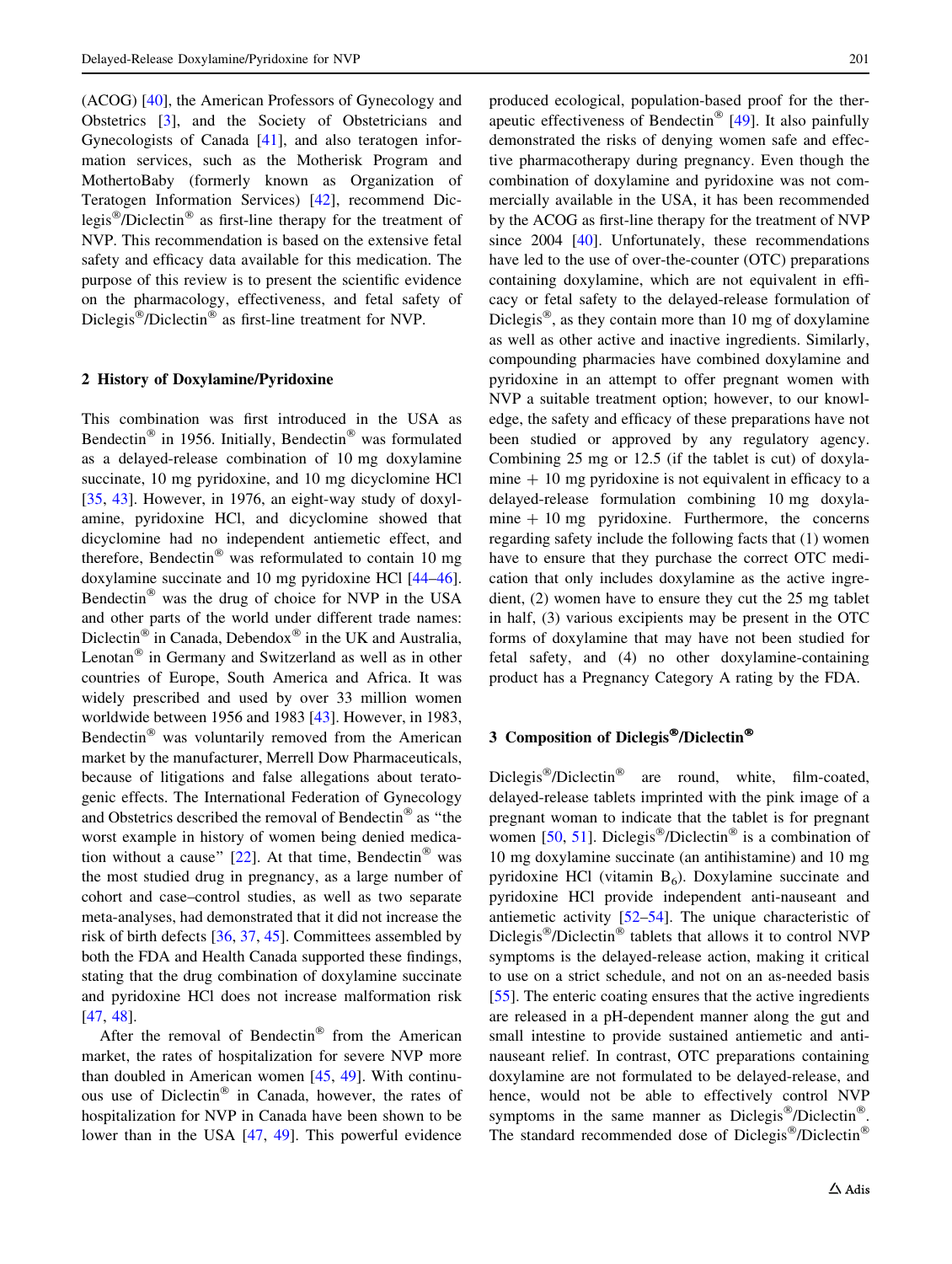(ACOG) [40], the American Professors of Gynecology and Obstetrics [3], and the Society of Obstetricians and Gynecologists of Canada [41], and also teratogen information services, such as the Motherisk Program and MothertoBaby (formerly known as Organization of Teratogen Information Services) [42], recommend Diclegis®/Diclectin® as first-line therapy for the treatment of NVP. This recommendation is based on the extensive fetal safety and efficacy data available for this medication. The purpose of this review is to present the scientific evidence on the pharmacology, effectiveness, and fetal safety of Diclegis®/Diclectin® as first-line treatment for NVP.

## 2 History of Doxylamine/Pyridoxine

This combination was first introduced in the USA as Bendectin® in 1956. Initially, Bendectin® was formulated as a delayed-release combination of 10 mg doxylamine succinate, 10 mg pyridoxine, and 10 mg dicyclomine HCl [35, 43]. However, in 1976, an eight-way study of doxylamine, pyridoxine HCl, and dicyclomine showed that dicyclomine had no independent antiemetic effect, and therefore, Bendectin® was reformulated to contain 10 mg doxylamine succinate and 10 mg pyridoxine HCl [44–46]. Bendectin® was the drug of choice for NVP in the USA and other parts of the world under different trade names: Diclectin® in Canada, Debendox® in the UK and Australia, Lenotan® in Germany and Switzerland as well as in other countries of Europe, South America and Africa. It was widely prescribed and used by over 33 million women worldwide between 1956 and 1983 [43]. However, in 1983, Bendectin® was voluntarily removed from the American market by the manufacturer, Merrell Dow Pharmaceuticals, because of litigations and false allegations about teratogenic effects. The International Federation of Gynecology and Obstetrics described the removal of Bendectin® as "the worst example in history of women being denied medication without a cause" [22]. At that time, Bendectin® was the most studied drug in pregnancy, as a large number of cohort and case–control studies, as well as two separate meta-analyses, had demonstrated that it did not increase the risk of birth defects [36, 37, 45]. Committees assembled by both the FDA and Health Canada supported these findings, stating that the drug combination of doxylamine succinate and pyridoxine HCl does not increase malformation risk [47, 48].

After the removal of Bendectin® from the American market, the rates of hospitalization for severe NVP more than doubled in American women [45, 49]. With continuous use of Diclectin® in Canada, however, the rates of hospitalization for NVP in Canada have been shown to be lower than in the USA [47, 49]. This powerful evidence produced ecological, population-based proof for the therapeutic effectiveness of Bendectin® [49]. It also painfully demonstrated the risks of denying women safe and effective pharmacotherapy during pregnancy. Even though the combination of doxylamine and pyridoxine was not commercially available in the USA, it has been recommended by the ACOG as first-line therapy for the treatment of NVP since 2004 [40]. Unfortunately, these recommendations have led to the use of over-the-counter (OTC) preparations containing doxylamine, which are not equivalent in efficacy or fetal safety to the delayed-release formulation of Diclegis®, as they contain more than 10 mg of doxylamine as well as other active and inactive ingredients. Similarly, compounding pharmacies have combined doxylamine and pyridoxine in an attempt to offer pregnant women with NVP a suitable treatment option; however, to our knowledge, the safety and efficacy of these preparations have not been studied or approved by any regulatory agency. Combining 25 mg or 12.5 (if the tablet is cut) of doxylamine + 10 mg pyridoxine is not equivalent in efficacy to a delayed-release formulation combining 10 mg doxylamine + 10 mg pyridoxine. Furthermore, the concerns regarding safety include the following facts that (1) women have to ensure that they purchase the correct OTC medication that only includes doxylamine as the active ingredient, (2) women have to ensure they cut the 25 mg tablet in half, (3) various excipients may be present in the OTC forms of doxylamine that may have not been studied for fetal safety, and (4) no other doxylamine-containing product has a Pregnancy Category A rating by the FDA.

## 3 Composition of Diclegis®/Diclectin®

Diclegis®/Diclectin® are round, white, film-coated, delayed-release tablets imprinted with the pink image of a pregnant woman to indicate that the tablet is for pregnant women [50, 51]. Diclegis®/Diclectin® is a combination of 10 mg doxylamine succinate (an antihistamine) and 10 mg pyridoxine HCl (vitamin $B_6$). Doxylamine succinate and pyridoxine HCl provide independent anti-nauseant and antiemetic activity [52–54]. The unique characteristic of Diclegis®/Diclectin® tablets that allows it to control NVP symptoms is the delayed-release action, making it critical to use on a strict schedule, and not on an as-needed basis [55]. The enteric coating ensures that the active ingredients are released in a pH-dependent manner along the gut and small intestine to provide sustained antiemetic and anti-nauseant relief. In contrast, OTC preparations containing doxylamine are not formulated to be delayed-release, and hence, would not be able to effectively control NVP symptoms in the same manner as Diclegis®/Diclectin®. The standard recommended dose of Diclegis®/Diclectin®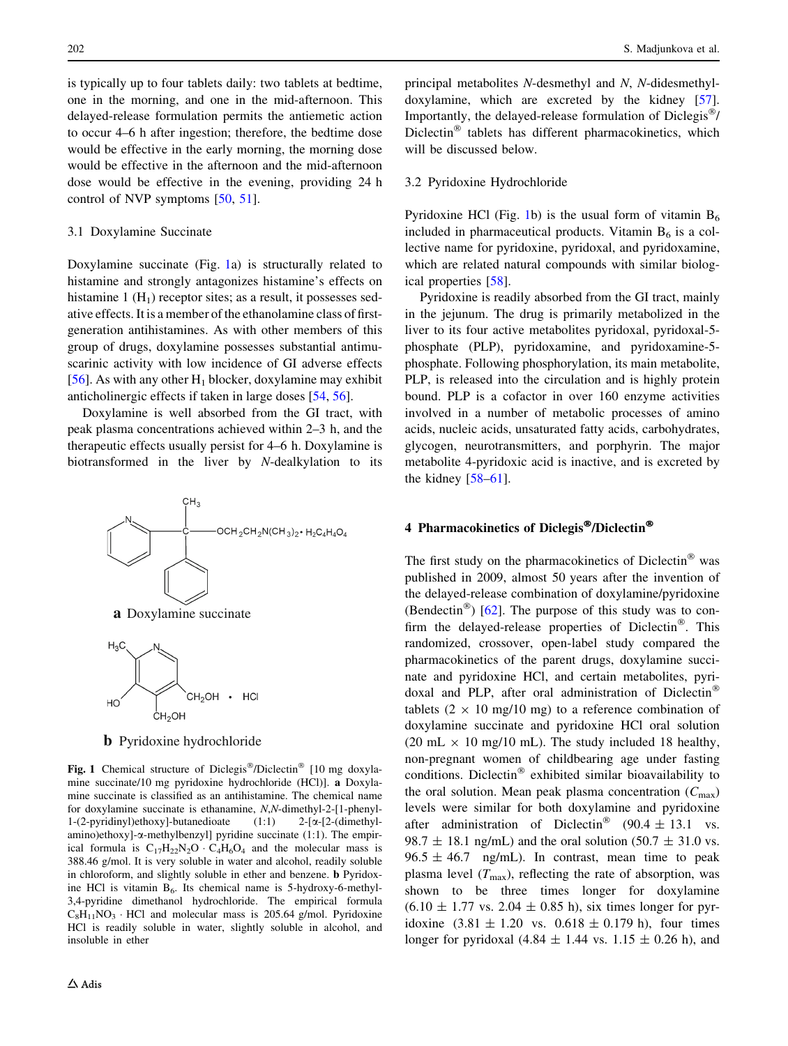is typically up to four tablets daily: two tablets at bedtime, one in the morning, and one in the mid-afternoon. This delayed-release formulation permits the antiemetic action to occur 4–6 h after ingestion; therefore, the bedtime dose would be effective in the early morning, the morning dose would be effective in the afternoon and the mid-afternoon dose would be effective in the evening, providing 24 h control of NVP symptoms [50, 51].

### 3.1 Doxylamine Succinate

Doxylamine succinate (Fig. 1a) is structurally related to histamine and strongly antagonizes histamine's effects on histamine 1 ($H_1$) receptor sites; as a result, it possesses sedative effects. It is a member of the ethanolamine class of first-generation antihistamines. As with other members of this group of drugs, doxylamine possesses substantial antimuscarinic activity with low incidence of GI adverse effects [56]. As with any other $H_1$ blocker, doxylamine may exhibit anticholinergic effects if taken in large doses [54, 56].

Doxylamine is well absorbed from the GI tract, with peak plasma concentrations achieved within 2–3 h, and the therapeutic effects usually persist for 4–6 h. Doxylamine is biotransformed in the liver by *N*-dealkylation to its principal metabolites *N*-desmethyl and *N*, *N*-didesmethyldoxylamine, which are excreted by the kidney [57]. Importantly, the delayed-release formulation of Diclegis®/Diclectin® tablets has different pharmacokinetics, which will be discussed below.

**a** Doxylamine succinate

**b** Pyridoxine hydrochloride

**Fig. 1** Chemical structure of Diclegis®/Diclectin® [10 mg doxylamine succinate/10 mg pyridoxine hydrochloride (HCl)]. **a** Doxylamine succinate is classified as an antihistamine. The chemical name for doxylamine succinate is ethanamine, *N*,*N*-dimethyl-2-[1-phenyl-1-(2-pyridinyl)ethoxy]-butanedioate (1:1) 2-[α-[2-(dimethylamino)ethoxy]-α-methylbenzyl] pyridine succinate (1:1). The empirical formula is $C_{17}H_{22}N_2O \cdot C_4H_6O_4$ and the molecular mass is 388.46 g/mol. It is very soluble in water and alcohol, readily soluble in chloroform, and slightly soluble in ether and benzene. **b** Pyridoxine HCl is vitamin $B_6$. Its chemical name is 5-hydroxy-6-methyl-3,4-pyridine dimethanol hydrochloride. The empirical formula $C_8H_{11}NO_3 \cdot HCl$ and molecular mass is 205.64 g/mol. Pyridoxine HCl is readily soluble in water, slightly soluble in alcohol, and insoluble in ether

### 3.2 Pyridoxine Hydrochloride

Pyridoxine HCl (Fig. 1b) is the usual form of vitamin $B_6$ included in pharmaceutical products. Vitamin $B_6$ is a collective name for pyridoxine, pyridoxal, and pyridoxamine, which are related natural compounds with similar biological properties [58].

Pyridoxine is readily absorbed from the GI tract, mainly in the jejunum. The drug is primarily metabolized in the liver to its four active metabolites pyridoxal, pyridoxal-5-phosphate (PLP), pyridoxamine, and pyridoxamine-5-phosphate. Following phosphorylation, its main metabolite, PLP, is released into the circulation and is highly protein bound. PLP is a cofactor in over 160 enzyme activities involved in a number of metabolic processes of amino acids, nucleic acids, unsaturated fatty acids, carbohydrates, glycogen, neurotransmitters, and porphyrin. The major metabolite 4-pyridoxic acid is inactive, and is excreted by the kidney [58–61].

## 4 Pharmacokinetics of Diclegis®/Diclectin®

The first study on the pharmacokinetics of Diclectin® was published in 2009, almost 50 years after the invention of the delayed-release combination of doxylamine/pyridoxine (Bendectin®) [62]. The purpose of this study was to confirm the delayed-release properties of Diclectin®. This randomized, crossover, open-label study compared the pharmacokinetics of the parent drugs, doxylamine succinate and pyridoxine HCl, and certain metabolites, pyridoxal and PLP, after oral administration of Diclectin® tablets (2 × 10 mg/10 mg) to a reference combination of doxylamine succinate and pyridoxine HCl oral solution (20 mL × 10 mg/10 mL). The study included 18 healthy, non-pregnant women of childbearing age under fasting conditions. Diclectin® exhibited similar bioavailability to the oral solution. Mean peak plasma concentration ($C_{max}$) levels were similar for both doxylamine and pyridoxine after administration of Diclectin® (90.4 ± 13.1 vs. 98.7 ± 18.1 ng/mL) and the oral solution (50.7 ± 31.0 vs. 96.5 ± 46.7 ng/mL). In contrast, mean time to peak plasma level ($T_{max}$), reflecting the rate of absorption, was shown to be three times longer for doxylamine (6.10 ± 1.77 vs. 2.04 ± 0.85 h), six times longer for pyridoxine (3.81 ± 1.20 vs. 0.618 ± 0.179 h), four times longer for pyridoxal (4.84 ± 1.44 vs. 1.15 ± 0.26 h), and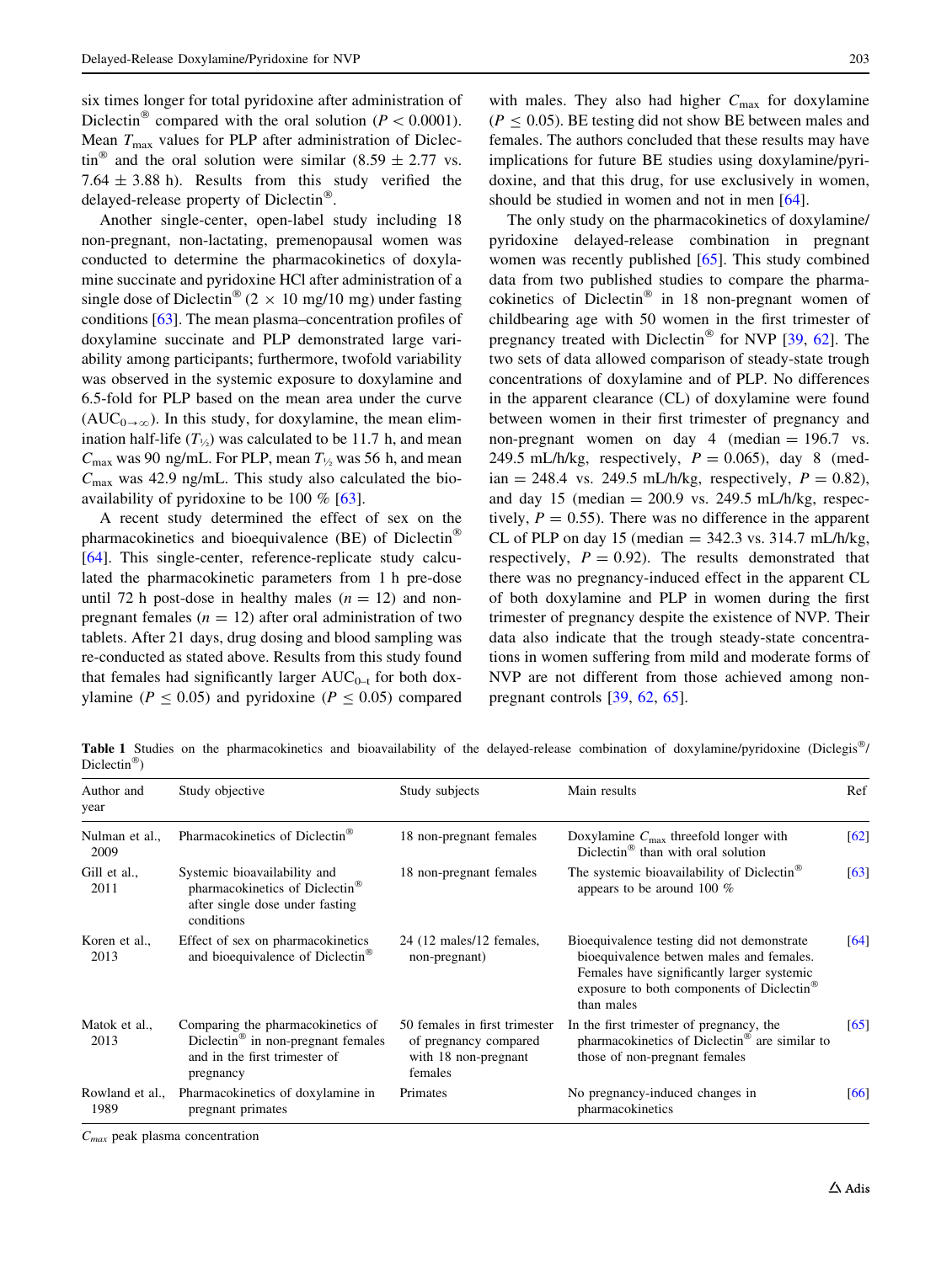six times longer for total pyridoxine after administration of Diclectin® compared with the oral solution ($P < 0.0001$). Mean $T_{max}$ values for PLP after administration of Diclectin® and the oral solution were similar ($8.59 \pm 2.77$ vs. $7.64 \pm 3.88$ h). Results from this study verified the delayed-release property of Diclectin®.

Another single-center, open-label study including 18 non-pregnant, non-lactating, premenopausal women was conducted to determine the pharmacokinetics of doxylamine succinate and pyridoxine HCl after administration of a single dose of Diclectin® (2 × 10 mg/10 mg) under fasting conditions [63]. The mean plasma–concentration profiles of doxylamine succinate and PLP demonstrated large variability among participants; furthermore, twofold variability was observed in the systemic exposure to doxylamine and 6.5-fold for PLP based on the mean area under the curve ($AUC_{0\rightarrow\infty}$). In this study, for doxylamine, the mean elimination half-life ($T_{½}$) was calculated to be 11.7 h, and mean $C_{max}$ was 90 ng/mL. For PLP, mean $T_{½}$ was 56 h, and mean $C_{max}$ was 42.9 ng/mL. This study also calculated the bioavailability of pyridoxine to be 100 % [63].

A recent study determined the effect of sex on the pharmacokinetics and bioequivalence (BE) of Diclectin® [64]. This single-center, reference-replicate study calculated the pharmacokinetic parameters from 1 h pre-dose until 72 h post-dose in healthy males ($n = 12$) and non-pregnant females ($n = 12$) after oral administration of two tablets. After 21 days, drug dosing and blood sampling was re-conducted as stated above. Results from this study found that females had significantly larger $AUC_{0-t}$ for both doxylamine ($P \leq 0.05$) and pyridoxine ($P \leq 0.05$) compared with males. They also had higher $C_{max}$ for doxylamine ($P \leq 0.05$). BE testing did not show BE between males and females. The authors concluded that these results may have implications for future BE studies using doxylamine/pyridoxine, and that this drug, for use exclusively in women, should be studied in women and not in men [64].

The only study on the pharmacokinetics of doxylamine/pyridoxine delayed-release combination in pregnant women was recently published [65]. This study combined data from two published studies to compare the pharmacokinetics of Diclectin® in 18 non-pregnant women of childbearing age with 50 women in the first trimester of pregnancy treated with Diclectin® for NVP [39, 62]. The two sets of data allowed comparison of steady-state trough concentrations of doxylamine and of PLP. No differences in the apparent clearance (CL) of doxylamine were found between women in their first trimester of pregnancy and non-pregnant women on day 4 (median = 196.7 vs. 249.5 mL/h/kg, respectively, $P = 0.065$), day 8 (median = 248.4 vs. 249.5 mL/h/kg, respectively, $P = 0.82$), and day 15 (median = 200.9 vs. 249.5 mL/h/kg, respectively, $P = 0.55$). There was no difference in the apparent CL of PLP on day 15 (median = 342.3 vs. 314.7 mL/h/kg, respectively, $P = 0.92$). The results demonstrated that there was no pregnancy-induced effect in the apparent CL of both doxylamine and PLP in women during the first trimester of pregnancy despite the existence of NVP. Their data also indicate that the trough steady-state concentrations in women suffering from mild and moderate forms of NVP are not different from those achieved among non-pregnant controls [39, 62, 65].

**Table 1** Studies on the pharmacokinetics and bioavailability of the delayed-release combination of doxylamine/pyridoxine (Diclegis®/Diclectin®)

| Author and year | Study objective | Study subjects | Main results | Ref |
|---|---|---|---|---|
| Nulman et al., 2009 | Pharmacokinetics of Diclectin® | 18 non-pregnant females | Doxylamine $C_{max}$ threefold longer with Diclectin® than with oral solution | [62] |
| Gill et al., 2011 | Systemic bioavailability and pharmacokinetics of Diclectin® after single dose under fasting conditions | 18 non-pregnant females | The systemic bioavailability of Diclectin® appears to be around 100 % | [63] |
| Koren et al., 2013 | Effect of sex on pharmacokinetics and bioequivalence of Diclectin® | 24 (12 males/12 females, non-pregnant) | Bioequivalence testing did not demonstrate bioequivalence betwen males and females. Females have significantly larger systemic exposure to both components of Diclectin® than males | [64] |
| Matok et al., 2013 | Comparing the pharmacokinetics of Diclectin® in non-pregnant females and in the first trimester of pregnancy | 50 females in first trimester of pregnancy compared with 18 non-pregnant females | In the first trimester of pregnancy, the pharmacokinetics of Diclectin® are similar to those of non-pregnant females | [65] |
| Rowland et al., 1989 | Pharmacokinetics of doxylamine in pregnant primates | Primates | No pregnancy-induced changes in pharmacokinetics | [66] |

$C_{max}$ peak plasma concentration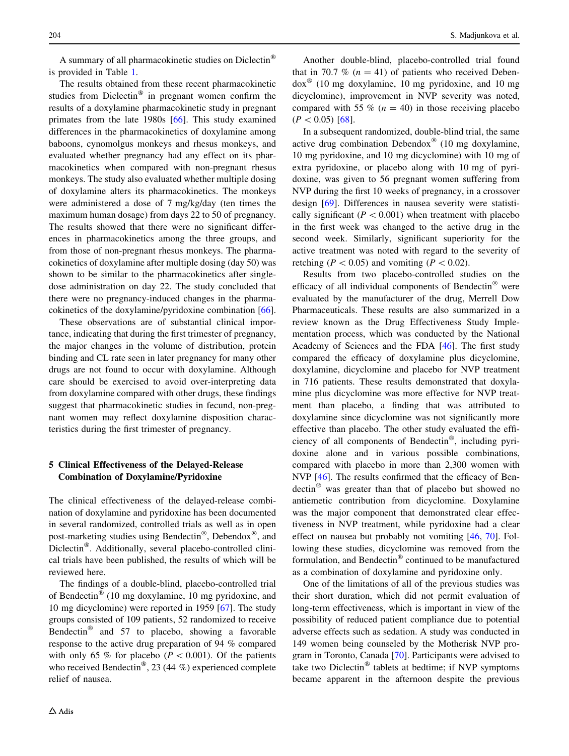A summary of all pharmacokinetic studies on Diclectin® is provided in Table 1.

The results obtained from these recent pharmacokinetic studies from Diclectin® in pregnant women confirm the results of a doxylamine pharmacokinetic study in pregnant primates from the late 1980s [66]. This study examined differences in the pharmacokinetics of doxylamine among baboons, cynomolgus monkeys and rhesus monkeys, and evaluated whether pregnancy had any effect on its pharmacokinetics when compared with non-pregnant rhesus monkeys. The study also evaluated whether multiple dosing of doxylamine alters its pharmacokinetics. The monkeys were administered a dose of 7 mg/kg/day (ten times the maximum human dosage) from days 22 to 50 of pregnancy. The results showed that there were no significant differences in pharmacokinetics among the three groups, and from those of non-pregnant rhesus monkeys. The pharmacokinetics of doxylamine after multiple dosing (day 50) was shown to be similar to the pharmacokinetics after single-dose administration on day 22. The study concluded that there were no pregnancy-induced changes in the pharmacokinetics of the doxylamine/pyridoxine combination [66].

These observations are of substantial clinical importance, indicating that during the first trimester of pregnancy, the major changes in the volume of distribution, protein binding and CL rate seen in later pregnancy for many other drugs are not found to occur with doxylamine. Although care should be exercised to avoid over-interpreting data from doxylamine compared with other drugs, these findings suggest that pharmacokinetic studies in fecund, non-pregnant women may reflect doxylamine disposition characteristics during the first trimester of pregnancy.

## 5 Clinical Effectiveness of the Delayed-Release Combination of Doxylamine/Pyridoxine

The clinical effectiveness of the delayed-release combination of doxylamine and pyridoxine has been documented in several randomized, controlled trials as well as in open post-marketing studies using Bendectin®, Debendox®, and Diclectin®. Additionally, several placebo-controlled clinical trials have been published, the results of which will be reviewed here.

The findings of a double-blind, placebo-controlled trial of Bendectin® (10 mg doxylamine, 10 mg pyridoxine, and 10 mg dicyclomine) were reported in 1959 [67]. The study groups consisted of 109 patients, 52 randomized to receive Bendectin® and 57 to placebo, showing a favorable response to the active drug preparation of 94 % compared with only 65 % for placebo ($P < 0.001$). Of the patients who received Bendectin®, 23 (44 %) experienced complete relief of nausea.

Another double-blind, placebo-controlled trial found that in 70.7 % ($n = 41$) of patients who received Debendox® (10 mg doxylamine, 10 mg pyridoxine, and 10 mg dicyclomine), improvement in NVP severity was noted, compared with 55 % ($n = 40$) in those receiving placebo ($P < 0.05$) [68].

In a subsequent randomized, double-blind trial, the same active drug combination Debendox® (10 mg doxylamine, 10 mg pyridoxine, and 10 mg dicyclomine) with 10 mg of extra pyridoxine, or placebo along with 10 mg of pyridoxine, was given to 56 pregnant women suffering from NVP during the first 10 weeks of pregnancy, in a crossover design [69]. Differences in nausea severity were statistically significant ($P < 0.001$) when treatment with placebo in the first week was changed to the active drug in the second week. Similarly, significant superiority for the active treatment was noted with regard to the severity of retching ($P < 0.05$) and vomiting ($P < 0.02$).

Results from two placebo-controlled studies on the efficacy of all individual components of Bendectin® were evaluated by the manufacturer of the drug, Merrell Dow Pharmaceuticals. These results are also summarized in a review known as the Drug Effectiveness Study Implementation process, which was conducted by the National Academy of Sciences and the FDA [46]. The first study compared the efficacy of doxylamine plus dicyclomine, doxylamine, dicyclomine and placebo for NVP treatment in 716 patients. These results demonstrated that doxylamine plus dicyclomine was more effective for NVP treatment than placebo, a finding that was attributed to doxylamine since dicyclomine was not significantly more effective than placebo. The other study evaluated the efficiency of all components of Bendectin®, including pyridoxine alone and in various possible combinations, compared with placebo in more than 2,300 women with NVP [46]. The results confirmed that the efficacy of Bendectin® was greater than that of placebo but showed no antiemetic contribution from dicyclomine. Doxylamine was the major component that demonstrated clear effectiveness in NVP treatment, while pyridoxine had a clear effect on nausea but probably not vomiting [46, 70]. Following these studies, dicyclomine was removed from the formulation, and Bendectin® continued to be manufactured as a combination of doxylamine and pyridoxine only.

One of the limitations of all of the previous studies was their short duration, which did not permit evaluation of long-term effectiveness, which is important in view of the possibility of reduced patient compliance due to potential adverse effects such as sedation. A study was conducted in 149 women being counseled by the Motherisk NVP program in Toronto, Canada [70]. Participants were advised to take two Diclectin® tablets at bedtime; if NVP symptoms became apparent in the afternoon despite the previous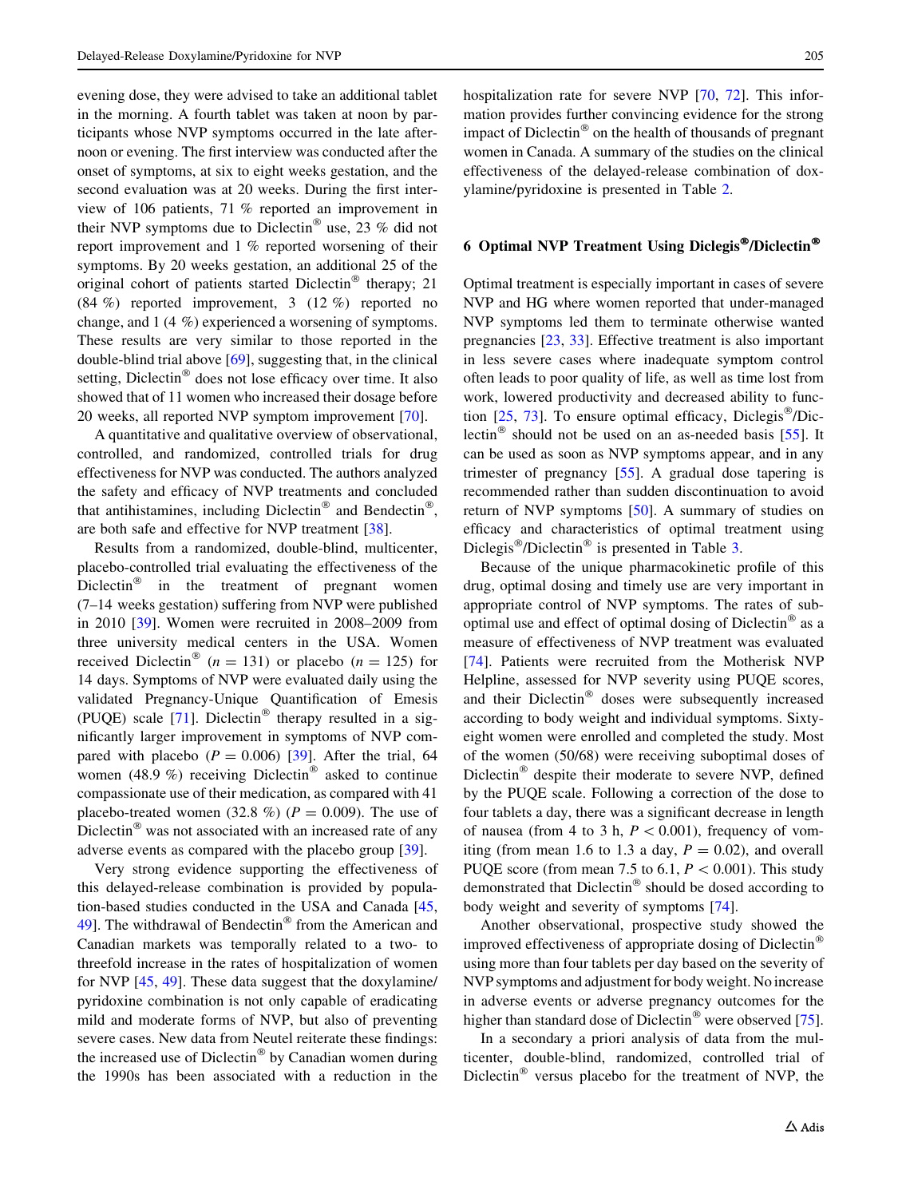evening dose, they were advised to take an additional tablet in the morning. A fourth tablet was taken at noon by participants whose NVP symptoms occurred in the late afternoon or evening. The first interview was conducted after the onset of symptoms, at six to eight weeks gestation, and the second evaluation was at 20 weeks. During the first interview of 106 patients, 71 % reported an improvement in their NVP symptoms due to Diclectin® use, 23 % did not report improvement and 1 % reported worsening of their symptoms. By 20 weeks gestation, an additional 25 of the original cohort of patients started Diclectin® therapy; 21 (84 %) reported improvement, 3 (12 %) reported no change, and 1 (4 %) experienced a worsening of symptoms. These results are very similar to those reported in the double-blind trial above [69], suggesting that, in the clinical setting, Diclectin® does not lose efficacy over time. It also showed that of 11 women who increased their dosage before 20 weeks, all reported NVP symptom improvement [70].

A quantitative and qualitative overview of observational, controlled, and randomized, controlled trials for drug effectiveness for NVP was conducted. The authors analyzed the safety and efficacy of NVP treatments and concluded that antihistamines, including Diclectin® and Bendectin®, are both safe and effective for NVP treatment [38].

Results from a randomized, double-blind, multicenter, placebo-controlled trial evaluating the effectiveness of the Diclectin® in the treatment of pregnant women (7–14 weeks gestation) suffering from NVP were published in 2010 [39]. Women were recruited in 2008–2009 from three university medical centers in the USA. Women received Diclectin® ($n = 131$) or placebo ($n = 125$) for 14 days. Symptoms of NVP were evaluated daily using the validated Pregnancy-Unique Quantification of Emesis (PUQE) scale [71]. Diclectin® therapy resulted in a significantly larger improvement in symptoms of NVP compared with placebo ($P = 0.006$) [39]. After the trial, 64 women (48.9 %) receiving Diclectin® asked to continue compassionate use of their medication, as compared with 41 placebo-treated women (32.8 %) ($P = 0.009$). The use of Diclectin® was not associated with an increased rate of any adverse events as compared with the placebo group [39].

Very strong evidence supporting the effectiveness of this delayed-release combination is provided by population-based studies conducted in the USA and Canada [45, 49]. The withdrawal of Bendectin® from the American and Canadian markets was temporally related to a two- to threefold increase in the rates of hospitalization of women for NVP [45, 49]. These data suggest that the doxylamine/pyridoxine combination is not only capable of eradicating mild and moderate forms of NVP, but also of preventing severe cases. New data from Neutel reiterate these findings: the increased use of Diclectin® by Canadian women during the 1990s has been associated with a reduction in the hospitalization rate for severe NVP [70, 72]. This information provides further convincing evidence for the strong impact of Diclectin® on the health of thousands of pregnant women in Canada. A summary of the studies on the clinical effectiveness of the delayed-release combination of doxylamine/pyridoxine is presented in Table 2.

## 6 Optimal NVP Treatment Using Diclegis®/Diclectin®

Optimal treatment is especially important in cases of severe NVP and HG where women reported that under-managed NVP symptoms led them to terminate otherwise wanted pregnancies [23, 33]. Effective treatment is also important in less severe cases where inadequate symptom control often leads to poor quality of life, as well as time lost from work, lowered productivity and decreased ability to function [25, 73]. To ensure optimal efficacy, Diclegis®/Diclectin® should not be used on an as-needed basis [55]. It can be used as soon as NVP symptoms appear, and in any trimester of pregnancy [55]. A gradual dose tapering is recommended rather than sudden discontinuation to avoid return of NVP symptoms [50]. A summary of studies on efficacy and characteristics of optimal treatment using Diclegis®/Diclectin® is presented in Table 3.

Because of the unique pharmacokinetic profile of this drug, optimal dosing and timely use are very important in appropriate control of NVP symptoms. The rates of suboptimal use and effect of optimal dosing of Diclectin® as a measure of effectiveness of NVP treatment was evaluated [74]. Patients were recruited from the Motherisk NVP Helpline, assessed for NVP severity using PUQE scores, and their Diclectin® doses were subsequently increased according to body weight and individual symptoms. Sixty-eight women were enrolled and completed the study. Most of the women (50/68) were receiving suboptimal doses of Diclectin® despite their moderate to severe NVP, defined by the PUQE scale. Following a correction of the dose to four tablets a day, there was a significant decrease in length of nausea (from 4 to 3 h, $P < 0.001$), frequency of vomiting (from mean 1.6 to 1.3 a day, $P = 0.02$), and overall PUQE score (from mean 7.5 to 6.1, $P < 0.001$). This study demonstrated that Diclectin® should be dosed according to body weight and severity of symptoms [74].

Another observational, prospective study showed the improved effectiveness of appropriate dosing of Diclectin® using more than four tablets per day based on the severity of NVP symptoms and adjustment for body weight. No increase in adverse events or adverse pregnancy outcomes for the higher than standard dose of Diclectin® were observed [75].

In a secondary a priori analysis of data from the multicenter, double-blind, randomized, controlled trial of Diclectin® versus placebo for the treatment of NVP, the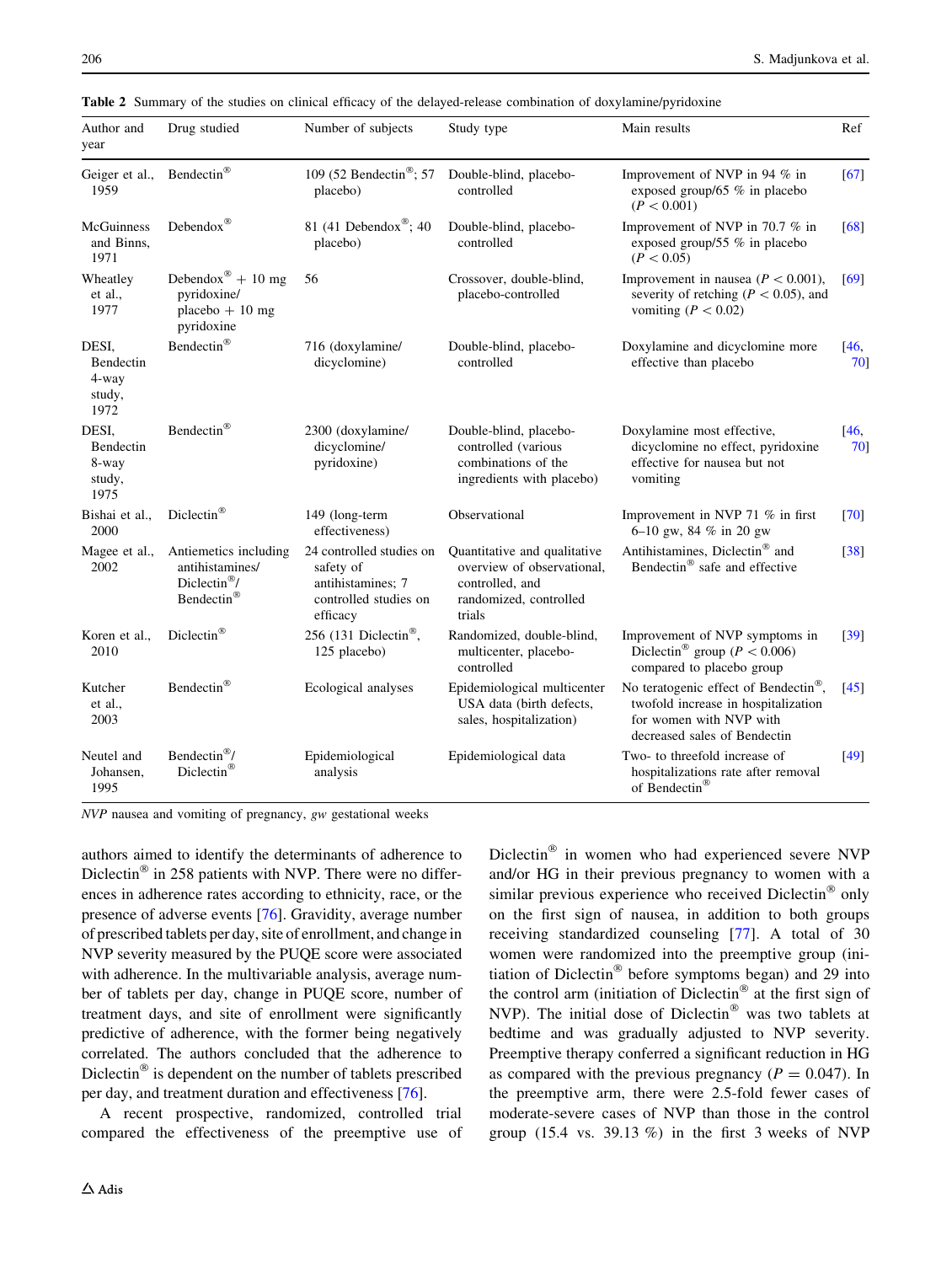**Table 2** Summary of the studies on clinical efficacy of the delayed-release combination of doxylamine/pyridoxine

| Author and year | Drug studied | Number of subjects | Study type | Main results | Ref |
|---|---|---|---|---|---|
| Geiger et al., 1959 | Bendectin® | 109 (52 Bendectin®; 57 placebo) | Double-blind, placebo-controlled | Improvement of NVP in 94 % in exposed group/65 % in placebo ($P < 0.001$) | [67] |
| McGuinness and Binns, 1971 | Debendox® | 81 (41 Debendox®; 40 placebo) | Double-blind, placebo-controlled | Improvement of NVP in 70.7 % in exposed group/55 % in placebo ($P < 0.05$) | [68] |
| Wheatley et al., 1977 | Debendox® + 10 mg pyridoxine/placebo + 10 mg pyridoxine | 56 | Crossover, double-blind, placebo-controlled | Improvement in nausea ($P < 0.001$), severity of retching ($P < 0.05$), and vomiting ($P < 0.02$) | [69] |
| DESI, Bendectin 4-way study, 1972 | Bendectin® | 716 (doxylamine/dicyclomine) | Double-blind, placebo-controlled | Doxylamine and dicyclomine more effective than placebo | [46, 70] |
| DESI, Bendectin 8-way study, 1975 | Bendectin® | 2300 (doxylamine/dicyclomine/pyridoxine) | Double-blind, placebo-controlled (various combinations of the ingredients with placebo) | Doxylamine most effective, dicyclomine no effect, pyridoxine effective for nausea but not vomiting | [46, 70] |
| Bishai et al., 2000 | Diclectin® | 149 (long-term effectiveness) | Observational | Improvement in NVP 71 % in first 6–10 gw, 84 % in 20 gw | [70] |
| Magee et al., 2002 | Antiemetics including antihistamines/Diclectin®/Bendectin® | 24 controlled studies on safety of antihistamines; 7 controlled studies on efficacy | Quantitative and qualitative overview of observational, controlled, and randomized, controlled trials | Antihistamines, Diclectin® and Bendectin® safe and effective | [38] |
| Koren et al., 2010 | Diclectin® | 256 (131 Diclectin®, 125 placebo) | Randomized, double-blind, multicenter, placebo-controlled | Improvement of NVP symptoms in Diclectin® group ($P < 0.006$) compared to placebo group | [39] |
| Kutcher et al., 2003 | Bendectin® | Ecological analyses | Epidemiological multicenter USA data (birth defects, sales, hospitalization) | No teratogenic effect of Bendectin®, twofold increase in hospitalization for women with NVP with decreased sales of Bendectin | [45] |
| Neutel and Johansen, 1995 | Bendectin®/Diclectin® | Epidemiological analysis | Epidemiological data | Two- to threefold increase of hospitalizations rate after removal of Bendectin® | [49] |

*NVP* nausea and vomiting of pregnancy, *gw* gestational weeks

authors aimed to identify the determinants of adherence to Diclectin® in 258 patients with NVP. There were no differences in adherence rates according to ethnicity, race, or the presence of adverse events [76]. Gravidity, average number of prescribed tablets per day, site of enrollment, and change in NVP severity measured by the PUQE score were associated with adherence. In the multivariable analysis, average number of tablets per day, change in PUQE score, number of treatment days, and site of enrollment were significantly predictive of adherence, with the former being negatively correlated. The authors concluded that the adherence to Diclectin® is dependent on the number of tablets prescribed per day, and treatment duration and effectiveness [76].

A recent prospective, randomized, controlled trial compared the effectiveness of the preemptive use of Diclectin® in women who had experienced severe NVP and/or HG in their previous pregnancy to women with a similar previous experience who received Diclectin® only on the first sign of nausea, in addition to both groups receiving standardized counseling [77]. A total of 30 women were randomized into the preemptive group (initiation of Diclectin® before symptoms began) and 29 into the control arm (initiation of Diclectin® at the first sign of NVP). The initial dose of Diclectin® was two tablets at bedtime and was gradually adjusted to NVP severity. Preemptive therapy conferred a significant reduction in HG as compared with the previous pregnancy ($P = 0.047$). In the preemptive arm, there were 2.5-fold fewer cases of moderate-severe cases of NVP than those in the control group (15.4 vs. 39.13 %) in the first 3 weeks of NVP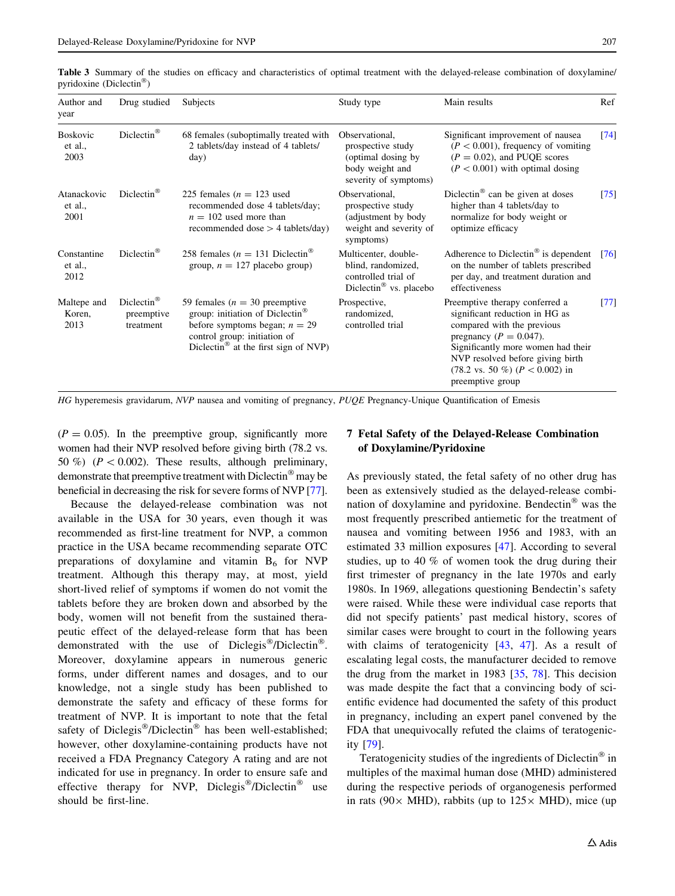Table 3 Summary of the studies on efficacy and characteristics of optimal treatment with the delayed-release combination of doxylamine/pyridoxine (Diclectin®)

| Author and year | Drug studied | Subjects | Study type | Main results | Ref |
|---|---|---|---|---|---|
| Boskovic et al., 2003 | Diclectin® | 68 females (suboptimally treated with 2 tablets/day instead of 4 tablets/day) | Observational, prospective study (optimal dosing by body weight and severity of symptoms) | Significant improvement of nausea ($P < 0.001$), frequency of vomiting ($P = 0.02$), and PUQE scores ($P < 0.001$) with optimal dosing | [74] |
| Atanackovic et al., 2001 | Diclectin® | 225 females ($n = 123$ used recommended dose 4 tablets/day; $n = 102$ used more than recommended dose > 4 tablets/day) | Observational, prospective study (adjustment by body weight and severity of symptoms) | Diclectin® can be given at doses higher than 4 tablets/day to normalize for body weight or optimize efficacy | [75] |
| Constantine et al., 2012 | Diclectin® | 258 females ($n = 131$ Diclectin® group, $n = 127$ placebo group) | Multicenter, double-blind, randomized, controlled trial of Diclectin® vs. placebo | Adherence to Diclectin® is dependent on the number of tablets prescribed per day, and treatment duration and effectiveness | [76] |
| Maltepe and Koren, 2013 | Diclectin® preemptive treatment | 59 females ($n = 30$ preemptive group: initiation of Diclectin® before symptoms began; $n = 29$ control group: initiation of Diclectin® at the first sign of NVP) | Prospective, randomized, controlled trial | Preemptive therapy conferred a significant reduction in HG as compared with the previous pregnancy ($P = 0.047$). Significantly more women had their NVP resolved before giving birth (78.2 vs. 50 %) ($P < 0.002$) in preemptive group | [77] |

*HG* hyperemesis gravidarum, *NVP* nausea and vomiting of pregnancy, *PUQE* Pregnancy-Unique Quantification of Emesis

($P = 0.05$). In the preemptive group, significantly more women had their NVP resolved before giving birth (78.2 vs. 50 %) ($P < 0.002$). These results, although preliminary, demonstrate that preemptive treatment with Diclectin® may be beneficial in decreasing the risk for severe forms of NVP [77].

Because the delayed-release combination was not available in the USA for 30 years, even though it was recommended as first-line treatment for NVP, a common practice in the USA became recommending separate OTC preparations of doxylamine and vitamin $B_6$ for NVP treatment. Although this therapy may, at most, yield short-lived relief of symptoms if women do not vomit the tablets before they are broken down and absorbed by the body, women will not benefit from the sustained therapeutic effect of the delayed-release form that has been demonstrated with the use of Diclegis®/Diclectin®. Moreover, doxylamine appears in numerous generic forms, under different names and dosages, and to our knowledge, not a single study has been published to demonstrate the safety and efficacy of these forms for treatment of NVP. It is important to note that the fetal safety of Diclegis®/Diclectin® has been well-established; however, other doxylamine-containing products have not received a FDA Pregnancy Category A rating and are not indicated for use in pregnancy. In order to ensure safe and effective therapy for NVP, Diclegis®/Diclectin® use should be first-line.

## 7 Fetal Safety of the Delayed-Release Combination of Doxylamine/Pyridoxine

As previously stated, the fetal safety of no other drug has been as extensively studied as the delayed-release combination of doxylamine and pyridoxine. Bendectin® was the most frequently prescribed antiemetic for the treatment of nausea and vomiting between 1956 and 1983, with an estimated 33 million exposures [47]. According to several studies, up to 40 % of women took the drug during their first trimester of pregnancy in the late 1970s and early 1980s. In 1969, allegations questioning Bendectin's safety were raised. While these were individual case reports that did not specify patients' past medical history, scores of similar cases were brought to court in the following years with claims of teratogenicity [43, 47]. As a result of escalating legal costs, the manufacturer decided to remove the drug from the market in 1983 [35, 78]. This decision was made despite the fact that a convincing body of scientific evidence had documented the safety of this product in pregnancy, including an expert panel convened by the FDA that unequivocally refuted the claims of teratogenicity [79].

Teratogenicity studies of the ingredients of Diclectin® in multiples of the maximal human dose (MHD) administered during the respective periods of organogenesis performed in rats (90× MHD), rabbits (up to 125× MHD), mice (up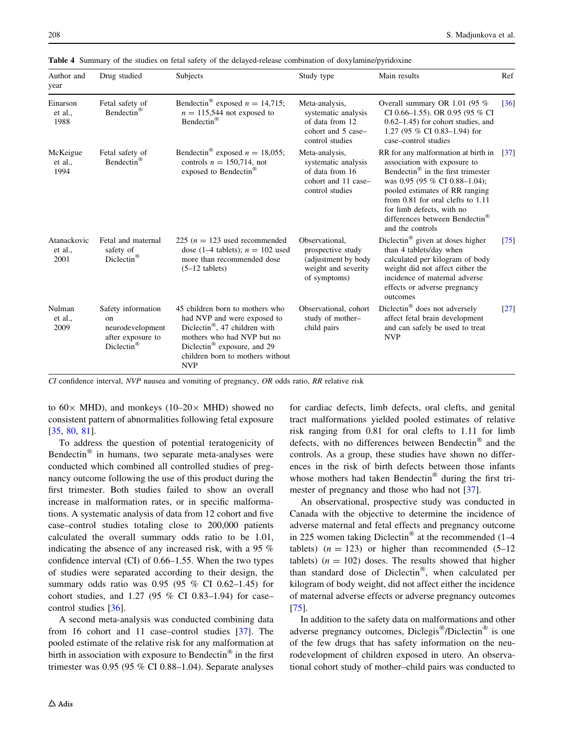**Table 4** Summary of the studies on fetal safety of the delayed-release combination of doxylamine/pyridoxine

| Author and year | Drug studied | Subjects | Study type | Main results | Ref |
|---|---|---|---|---|---|
| Einarson et al., 1988 | Fetal safety of Bendectin® | Bendectin® exposed $n = 14{,}715$; $n = 115{,}544$ not exposed to Bendectin® | Meta-analysis, systematic analysis of data from 12 cohort and 5 case–control studies | Overall summary OR 1.01 (95 % CI 0.66–1.55). OR 0.95 (95 % CI 0.62–1.45) for cohort studies, and 1.27 (95 % CI 0.83–1.94) for case–control studies | [36] |
| McKeigue et al., 1994 | Fetal safety of Bendectin® | Bendectin® exposed $n = 18{,}055$; controls $n = 150{,}714$, not exposed to Bendectin® | Meta-analysis, systematic analysis of data from 16 cohort and 11 case–control studies | RR for any malformation at birth in association with exposure to Bendectin® in the first trimester was 0.95 (95 % CI 0.88–1.04); pooled estimates of RR ranging from 0.81 for oral clefts to 1.11 for limb defects, with no differences between Bendectin® and the controls | [37] |
| Atanackovic et al., 2001 | Fetal and maternal safety of Diclectin® | 225 ($n = 123$ used recommended dose (1–4 tablets); $n = 102$ used more than recommended dose (5–12 tablets) | Observational, prospective study (adjustment by body weight and severity of symptoms) | Diclectin® given at doses higher than 4 tablets/day when calculated per kilogram of body weight did not affect either the incidence of maternal adverse effects or adverse pregnancy outcomes | [75] |
| Nulman et al., 2009 | Safety information on neurodevelopment after exposure to Diclectin® | 45 children born to mothers who had NVP and were exposed to Diclectin®, 47 children with mothers who had NVP but no Diclectin® exposure, and 29 children born to mothers without NVP | Observational, cohort study of mother–child pairs | Diclectin® does not adversely affect fetal brain development and can safely be used to treat NVP | [27] |

*CI* confidence interval, *NVP* nausea and vomiting of pregnancy, *OR* odds ratio, *RR* relative risk

to 60× MHD), and monkeys (10–20× MHD) showed no consistent pattern of abnormalities following fetal exposure [35, 80, 81].

To address the question of potential teratogenicity of Bendectin® in humans, two separate meta-analyses were conducted which combined all controlled studies of pregnancy outcome following the use of this product during the first trimester. Both studies failed to show an overall increase in malformation rates, or in specific malformations. A systematic analysis of data from 12 cohort and five case–control studies totaling close to 200,000 patients calculated the overall summary odds ratio to be 1.01, indicating the absence of any increased risk, with a 95 % confidence interval (CI) of 0.66–1.55. When the two types of studies were separated according to their design, the summary odds ratio was 0.95 (95 % CI 0.62–1.45) for cohort studies, and 1.27 (95 % CI 0.83–1.94) for case–control studies [36].

A second meta-analysis was conducted combining data from 16 cohort and 11 case–control studies [37]. The pooled estimate of the relative risk for any malformation at birth in association with exposure to Bendectin® in the first trimester was 0.95 (95 % CI 0.88–1.04). Separate analyses for cardiac defects, limb defects, oral clefts, and genital tract malformations yielded pooled estimates of relative risk ranging from 0.81 for oral clefts to 1.11 for limb defects, with no differences between Bendectin® and the controls. As a group, these studies have shown no differences in the risk of birth defects between those infants whose mothers had taken Bendectin® during the first trimester of pregnancy and those who had not [37].

An observational, prospective study was conducted in Canada with the objective to determine the incidence of adverse maternal and fetal effects and pregnancy outcome in 225 women taking Diclectin® at the recommended (1–4 tablets) ($n = 123$) or higher than recommended (5–12 tablets) ($n = 102$) doses. The results showed that higher than standard dose of Diclectin®, when calculated per kilogram of body weight, did not affect either the incidence of maternal adverse effects or adverse pregnancy outcomes [75].

In addition to the safety data on malformations and other adverse pregnancy outcomes, Diclegis®/Diclectin® is one of the few drugs that has safety information on the neurodevelopment of children exposed in utero. An observational cohort study of mother–child pairs was conducted to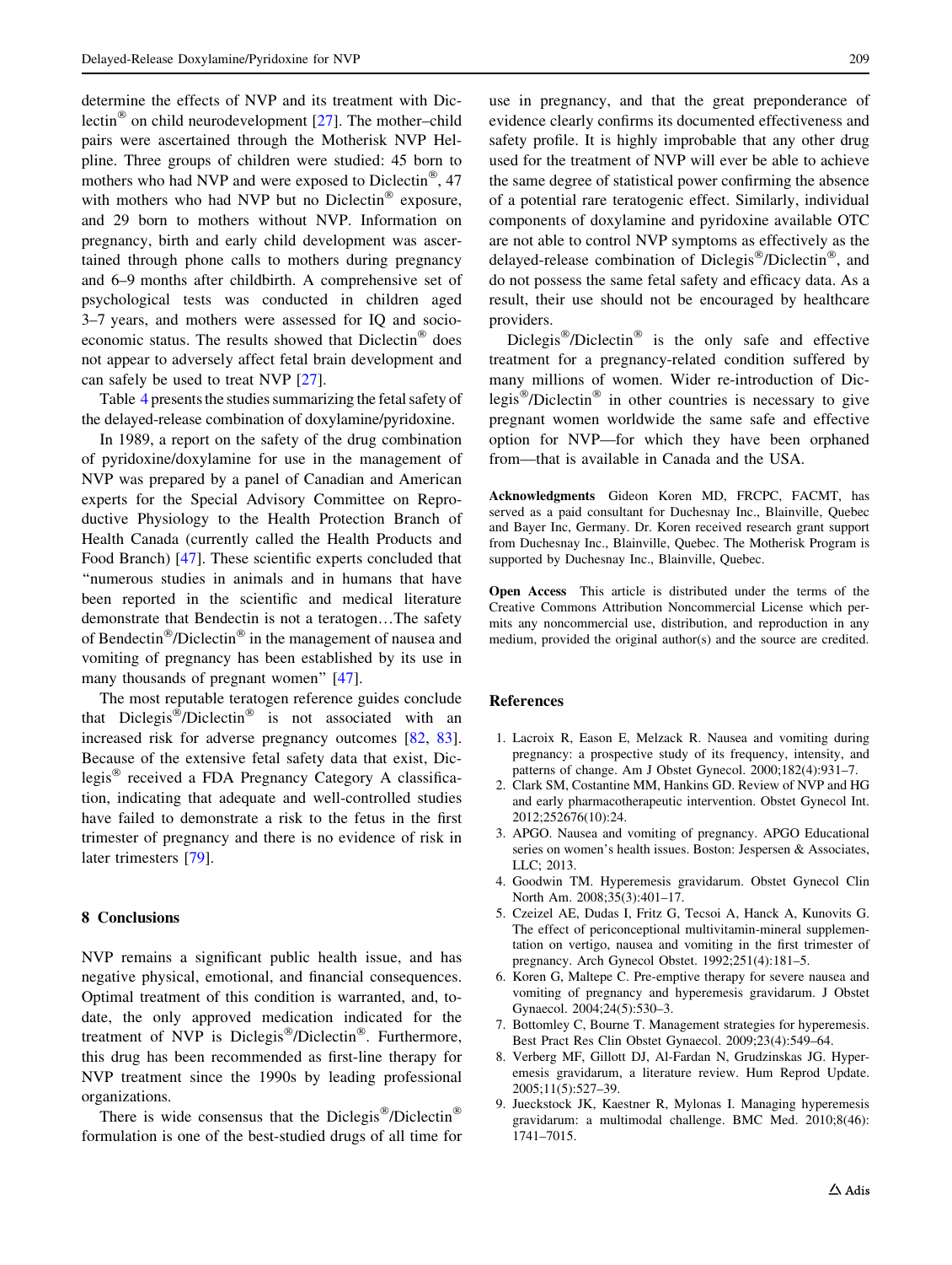determine the effects of NVP and its treatment with Diclectin® on child neurodevelopment [27]. The mother–child pairs were ascertained through the Motherisk NVP Helpline. Three groups of children were studied: 45 born to mothers who had NVP and were exposed to Diclectin®, 47 with mothers who had NVP but no Diclectin® exposure, and 29 born to mothers without NVP. Information on pregnancy, birth and early child development was ascertained through phone calls to mothers during pregnancy and 6–9 months after childbirth. A comprehensive set of psychological tests was conducted in children aged 3–7 years, and mothers were assessed for IQ and socioeconomic status. The results showed that Diclectin® does not appear to adversely affect fetal brain development and can safely be used to treat NVP [27].

Table 4 presents the studies summarizing the fetal safety of the delayed-release combination of doxylamine/pyridoxine.

In 1989, a report on the safety of the drug combination of pyridoxine/doxylamine for use in the management of NVP was prepared by a panel of Canadian and American experts for the Special Advisory Committee on Reproductive Physiology to the Health Protection Branch of Health Canada (currently called the Health Products and Food Branch) [47]. These scientific experts concluded that "numerous studies in animals and in humans that have been reported in the scientific and medical literature demonstrate that Bendectin is not a teratogen…The safety of Bendectin®/Diclectin® in the management of nausea and vomiting of pregnancy has been established by its use in many thousands of pregnant women" [47].

The most reputable teratogen reference guides conclude that Diclegis®/Diclectin® is not associated with an increased risk for adverse pregnancy outcomes [82, 83]. Because of the extensive fetal safety data that exist, Diclegis® received a FDA Pregnancy Category A classification, indicating that adequate and well-controlled studies have failed to demonstrate a risk to the fetus in the first trimester of pregnancy and there is no evidence of risk in later trimesters [79].

## 8 Conclusions

NVP remains a significant public health issue, and has negative physical, emotional, and financial consequences. Optimal treatment of this condition is warranted, and, to-date, the only approved medication indicated for the treatment of NVP is Diclegis®/Diclectin®. Furthermore, this drug has been recommended as first-line therapy for NVP treatment since the 1990s by leading professional organizations.

There is wide consensus that the Diclegis®/Diclectin® formulation is one of the best-studied drugs of all time for use in pregnancy, and that the great preponderance of evidence clearly confirms its documented effectiveness and safety profile. It is highly improbable that any other drug used for the treatment of NVP will ever be able to achieve the same degree of statistical power confirming the absence of a potential rare teratogenic effect. Similarly, individual components of doxylamine and pyridoxine available OTC are not able to control NVP symptoms as effectively as the delayed-release combination of Diclegis®/Diclectin®, and do not possess the same fetal safety and efficacy data. As a result, their use should not be encouraged by healthcare providers.

Diclegis®/Diclectin® is the only safe and effective treatment for a pregnancy-related condition suffered by many millions of women. Wider re-introduction of Diclegis®/Diclectin® in other countries is necessary to give pregnant women worldwide the same safe and effective option for NVP—for which they have been orphaned from—that is available in Canada and the USA.

**Acknowledgments** Gideon Koren MD, FRCPC, FACMT, has served as a paid consultant for Duchesnay Inc., Blainville, Quebec and Bayer Inc, Germany. Dr. Koren received research grant support from Duchesnay Inc., Blainville, Quebec. The Motherisk Program is supported by Duchesnay Inc., Blainville, Quebec.

**Open Access** This article is distributed under the terms of the Creative Commons Attribution Noncommercial License which permits any noncommercial use, distribution, and reproduction in any medium, provided the original author(s) and the source are credited.

## References

1. Lacroix R, Eason E, Melzack R. Nausea and vomiting during pregnancy: a prospective study of its frequency, intensity, and patterns of change. Am J Obstet Gynecol. 2000;182(4):931–7.
2. Clark SM, Costantine MM, Hankins GD. Review of NVP and HG and early pharmacotherapeutic intervention. Obstet Gynecol Int. 2012;252676(10):24.
3. APGO. Nausea and vomiting of pregnancy. APGO Educational series on women's health issues. Boston: Jespersen & Associates, LLC; 2013.
4. Goodwin TM. Hyperemesis gravidarum. Obstet Gynecol Clin North Am. 2008;35(3):401–17.
5. Czeizel AE, Dudas I, Fritz G, Tecsoi A, Hanck A, Kunovits G. The effect of periconceptional multivitamin-mineral supplementation on vertigo, nausea and vomiting in the first trimester of pregnancy. Arch Gynecol Obstet. 1992;251(4):181–5.
6. Koren G, Maltepe C. Pre-emptive therapy for severe nausea and vomiting of pregnancy and hyperemesis gravidarum. J Obstet Gynaecol. 2004;24(5):530–3.
7. Bottomley C, Bourne T. Management strategies for hyperemesis. Best Pract Res Clin Obstet Gynaecol. 2009;23(4):549–64.
8. Verberg MF, Gillott DJ, Al-Fardan N, Grudzinskas JG. Hyperemesis gravidarum, a literature review. Hum Reprod Update. 2005;11(5):527–39.
9. Jueckstock JK, Kaestner R, Mylonas I. Managing hyperemesis gravidarum: a multimodal challenge. BMC Med. 2010;8(46):1741–7015.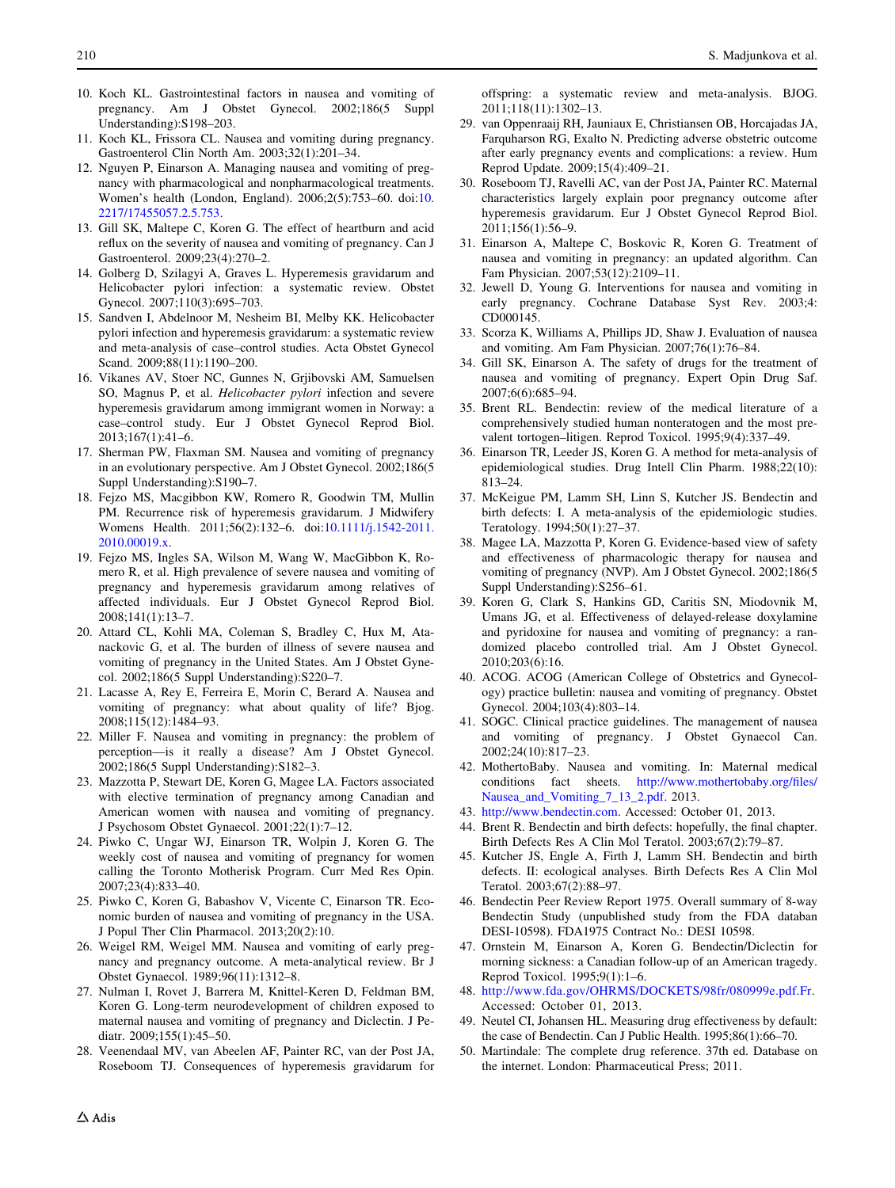10. Koch KL. Gastrointestinal factors in nausea and vomiting of pregnancy. Am J Obstet Gynecol. 2002;186(5 Suppl Understanding):S198–203.
11. Koch KL, Frissora CL. Nausea and vomiting during pregnancy. Gastroenterol Clin North Am. 2003;32(1):201–34.
12. Nguyen P, Einarson A. Managing nausea and vomiting of pregnancy with pharmacological and nonpharmacological treatments. Women's health (London, England). 2006;2(5):753–60. doi:10.2217/17455057.2.5.753.
13. Gill SK, Maltepe C, Koren G. The effect of heartburn and acid reflux on the severity of nausea and vomiting of pregnancy. Can J Gastroenterol. 2009;23(4):270–2.
14. Golberg D, Szilagyi A, Graves L. Hyperemesis gravidarum and Helicobacter pylori infection: a systematic review. Obstet Gynecol. 2007;110(3):695–703.
15. Sandven I, Abdelnoor M, Nesheim BI, Melby KK. Helicobacter pylori infection and hyperemesis gravidarum: a systematic review and meta-analysis of case–control studies. Acta Obstet Gynecol Scand. 2009;88(11):1190–200.
16. Vikanes AV, Stoer NC, Gunnes N, Grjibovski AM, Samuelsen SO, Magnus P, et al. *Helicobacter pylori* infection and severe hyperemesis gravidarum among immigrant women in Norway: a case–control study. Eur J Obstet Gynecol Reprod Biol. 2013;167(1):41–6.
17. Sherman PW, Flaxman SM. Nausea and vomiting of pregnancy in an evolutionary perspective. Am J Obstet Gynecol. 2002;186(5 Suppl Understanding):S190–7.
18. Fejzo MS, Macgibbon KW, Romero R, Goodwin TM, Mullin PM. Recurrence risk of hyperemesis gravidarum. J Midwifery Womens Health. 2011;56(2):132–6. doi:10.1111/j.1542-2011.2010.00019.x.
19. Fejzo MS, Ingles SA, Wilson M, Wang W, MacGibbon K, Romero R, et al. High prevalence of severe nausea and vomiting of pregnancy and hyperemesis gravidarum among relatives of affected individuals. Eur J Obstet Gynecol Reprod Biol. 2008;141(1):13–7.
20. Attard CL, Kohli MA, Coleman S, Bradley C, Hux M, Atanackovic G, et al. The burden of illness of severe nausea and vomiting of pregnancy in the United States. Am J Obstet Gynecol. 2002;186(5 Suppl Understanding):S220–7.
21. Lacasse A, Rey E, Ferreira E, Morin C, Berard A. Nausea and vomiting of pregnancy: what about quality of life? Bjog. 2008;115(12):1484–93.
22. Miller F. Nausea and vomiting in pregnancy: the problem of perception—is it really a disease? Am J Obstet Gynecol. 2002;186(5 Suppl Understanding):S182–3.
23. Mazzotta P, Stewart DE, Koren G, Magee LA. Factors associated with elective termination of pregnancy among Canadian and American women with nausea and vomiting of pregnancy. J Psychosom Obstet Gynaecol. 2001;22(1):7–12.
24. Piwko C, Ungar WJ, Einarson TR, Wolpin J, Koren G. The weekly cost of nausea and vomiting of pregnancy for women calling the Toronto Motherisk Program. Curr Med Res Opin. 2007;23(4):833–40.
25. Piwko C, Koren G, Babashov V, Vicente C, Einarson TR. Economic burden of nausea and vomiting of pregnancy in the USA. J Popul Ther Clin Pharmacol. 2013;20(2):10.
26. Weigel RM, Weigel MM. Nausea and vomiting of early pregnancy and pregnancy outcome. A meta-analytical review. Br J Obstet Gynaecol. 1989;96(11):1312–8.
27. Nulman I, Rovet J, Barrera M, Knittel-Keren D, Feldman BM, Koren G. Long-term neurodevelopment of children exposed to maternal nausea and vomiting of pregnancy and Diclectin. J Pediatr. 2009;155(1):45–50.
28. Veenendaal MV, van Abeelen AF, Painter RC, van der Post JA, Roseboom TJ. Consequences of hyperemesis gravidarum for offspring: a systematic review and meta-analysis. BJOG. 2011;118(11):1302–13.
29. van Oppenraaij RH, Jauniaux E, Christiansen OB, Horcajadas JA, Farquharson RG, Exalto N. Predicting adverse obstetric outcome after early pregnancy events and complications: a review. Hum Reprod Update. 2009;15(4):409–21.
30. Roseboom TJ, Ravelli AC, van der Post JA, Painter RC. Maternal characteristics largely explain poor pregnancy outcome after hyperemesis gravidarum. Eur J Obstet Gynecol Reprod Biol. 2011;156(1):56–9.
31. Einarson A, Maltepe C, Boskovic R, Koren G. Treatment of nausea and vomiting in pregnancy: an updated algorithm. Can Fam Physician. 2007;53(12):2109–11.
32. Jewell D, Young G. Interventions for nausea and vomiting in early pregnancy. Cochrane Database Syst Rev. 2003;4:CD000145.
33. Scorza K, Williams A, Phillips JD, Shaw J. Evaluation of nausea and vomiting. Am Fam Physician. 2007;76(1):76–84.
34. Gill SK, Einarson A. The safety of drugs for the treatment of nausea and vomiting of pregnancy. Expert Opin Drug Saf. 2007;6(6):685–94.
35. Brent RL. Bendectin: review of the medical literature of a comprehensively studied human nonteratogen and the most prevalent tortogen–litigen. Reprod Toxicol. 1995;9(4):337–49.
36. Einarson TR, Leeder JS, Koren G. A method for meta-analysis of epidemiological studies. Drug Intell Clin Pharm. 1988;22(10):813–24.
37. McKeigue PM, Lamm SH, Linn S, Kutcher JS. Bendectin and birth defects: I. A meta-analysis of the epidemiologic studies. Teratology. 1994;50(1):27–37.
38. Magee LA, Mazzotta P, Koren G. Evidence-based view of safety and effectiveness of pharmacologic therapy for nausea and vomiting of pregnancy (NVP). Am J Obstet Gynecol. 2002;186(5 Suppl Understanding):S256–61.
39. Koren G, Clark S, Hankins GD, Caritis SN, Miodovnik M, Umans JG, et al. Effectiveness of delayed-release doxylamine and pyridoxine for nausea and vomiting of pregnancy: a randomized placebo controlled trial. Am J Obstet Gynecol. 2010;203(6):16.
40. ACOG. ACOG (American College of Obstetrics and Gynecology) practice bulletin: nausea and vomiting of pregnancy. Obstet Gynecol. 2004;103(4):803–14.
41. SOGC. Clinical practice guidelines. The management of nausea and vomiting of pregnancy. J Obstet Gynaecol Can. 2002;24(10):817–23.
42. MothertoBaby. Nausea and vomiting. In: Maternal medical conditions fact sheets. http://www.mothertobaby.org/files/Nausea_and_Vomiting_7_13_2.pdf. 2013.
43. http://www.bendectin.com. Accessed: October 01, 2013.
44. Brent R. Bendectin and birth defects: hopefully, the final chapter. Birth Defects Res A Clin Mol Teratol. 2003;67(2):79–87.
45. Kutcher JS, Engle A, Firth J, Lamm SH. Bendectin and birth defects. II: ecological analyses. Birth Defects Res A Clin Mol Teratol. 2003;67(2):88–97.
46. Bendectin Peer Review Report 1975. Overall summary of 8-way Bendectin Study (unpublished study from the FDA databan DESI-10598). FDA1975 Contract No.: DESI 10598.
47. Ornstein M, Einarson A, Koren G. Bendectin/Diclectin for morning sickness: a Canadian follow-up of an American tragedy. Reprod Toxicol. 1995;9(1):1–6.
48. http://www.fda.gov/OHRMS/DOCKETS/98fr/080999e.pdf.Fr. Accessed: October 01, 2013.
49. Neutel CI, Johansen HL. Measuring drug effectiveness by default: the case of Bendectin. Can J Public Health. 1995;86(1):66–70.
50. Martindale: The complete drug reference. 37th ed. Database on the internet. London: Pharmaceutical Press; 2011.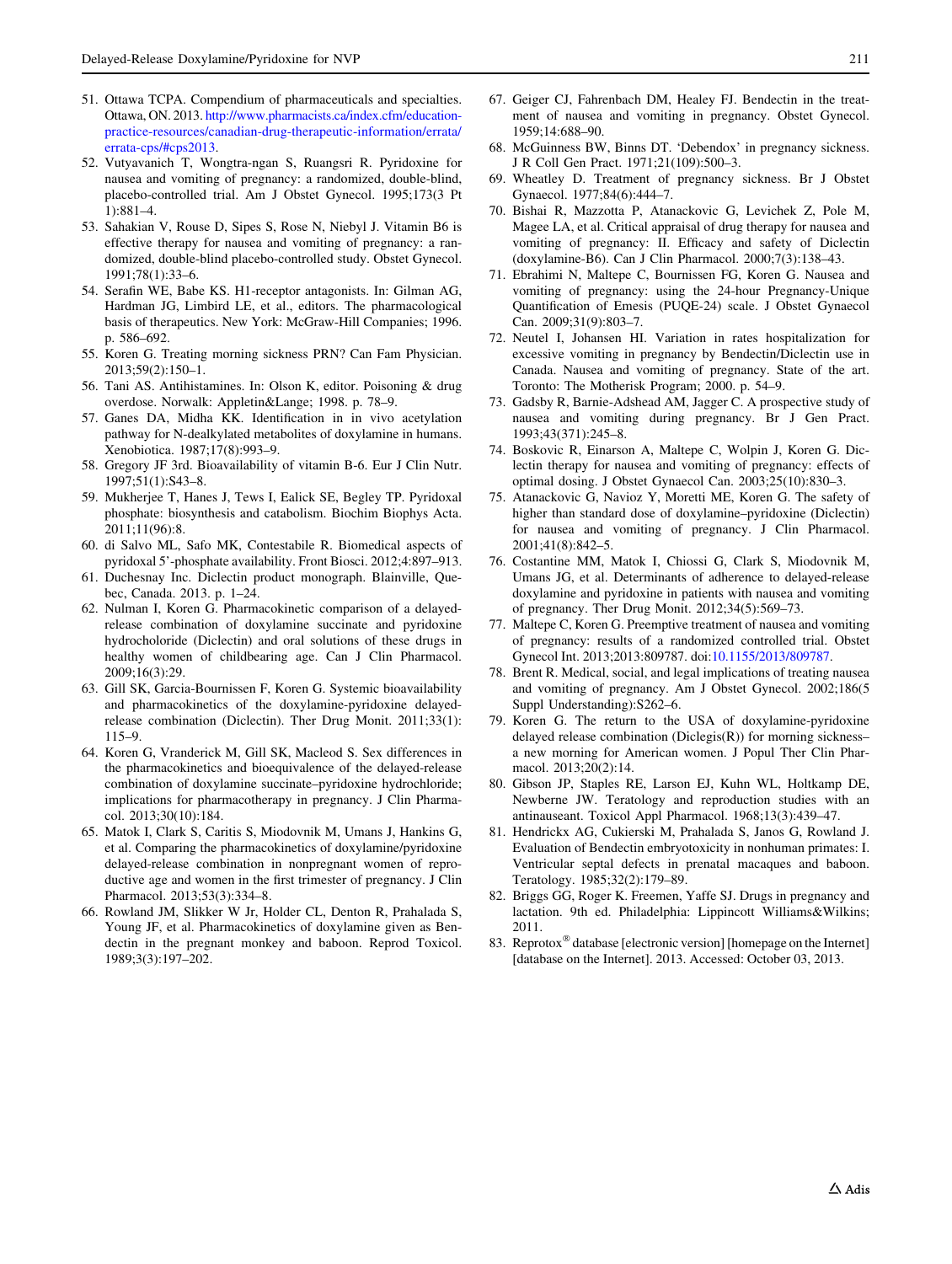51. Ottawa TCPA. Compendium of pharmaceuticals and specialties. Ottawa, ON. 2013. http://www.pharmacists.ca/index.cfm/education-practice-resources/canadian-drug-therapeutic-information/errata/errata-cps/#cps2013.
52. Vutyavanich T, Wongtra-ngan S, Ruangsri R. Pyridoxine for nausea and vomiting of pregnancy: a randomized, double-blind, placebo-controlled trial. Am J Obstet Gynecol. 1995;173(3 Pt 1):881–4.
53. Sahakian V, Rouse D, Sipes S, Rose N, Niebyl J. Vitamin B6 is effective therapy for nausea and vomiting of pregnancy: a randomized, double-blind placebo-controlled study. Obstet Gynecol. 1991;78(1):33–6.
54. Serafin WE, Babe KS. H1-receptor antagonists. In: Gilman AG, Hardman JG, Limbird LE, et al., editors. The pharmacological basis of therapeutics. New York: McGraw-Hill Companies; 1996. p. 586–692.
55. Koren G. Treating morning sickness PRN? Can Fam Physician. 2013;59(2):150–1.
56. Tani AS. Antihistamines. In: Olson K, editor. Poisoning & drug overdose. Norwalk: Appletin&Lange; 1998. p. 78–9.
57. Ganes DA, Midha KK. Identification in in vivo acetylation pathway for N-dealkylated metabolites of doxylamine in humans. Xenobiotica. 1987;17(8):993–9.
58. Gregory JF 3rd. Bioavailability of vitamin B-6. Eur J Clin Nutr. 1997;51(1):S43–8.
59. Mukherjee T, Hanes J, Tews I, Ealick SE, Begley TP. Pyridoxal phosphate: biosynthesis and catabolism. Biochim Biophys Acta. 2011;11(96):8.
60. di Salvo ML, Safo MK, Contestabile R. Biomedical aspects of pyridoxal 5'-phosphate availability. Front Biosci. 2012;4:897–913.
61. Duchesnay Inc. Diclectin product monograph. Blainville, Quebec, Canada. 2013. p. 1–24.
62. Nulman I, Koren G. Pharmacokinetic comparison of a delayed-release combination of doxylamine succinate and pyridoxine hydrocholoride (Diclectin) and oral solutions of these drugs in healthy women of childbearing age. Can J Clin Pharmacol. 2009;16(3):29.
63. Gill SK, Garcia-Bournissen F, Koren G. Systemic bioavailability and pharmacokinetics of the doxylamine-pyridoxine delayed-release combination (Diclectin). Ther Drug Monit. 2011;33(1): 115–9.
64. Koren G, Vranderick M, Gill SK, Macleod S. Sex differences in the pharmacokinetics and bioequivalence of the delayed-release combination of doxylamine succinate–pyridoxine hydrochloride; implications for pharmacotherapy in pregnancy. J Clin Pharmacol. 2013;30(10):184.
65. Matok I, Clark S, Caritis S, Miodovnik M, Umans J, Hankins G, et al. Comparing the pharmacokinetics of doxylamine/pyridoxine delayed-release combination in nonpregnant women of reproductive age and women in the first trimester of pregnancy. J Clin Pharmacol. 2013;53(3):334–8.
66. Rowland JM, Slikker W Jr, Holder CL, Denton R, Prahalada S, Young JF, et al. Pharmacokinetics of doxylamine given as Bendectin in the pregnant monkey and baboon. Reprod Toxicol. 1989;3(3):197–202.
67. Geiger CJ, Fahrenbach DM, Healey FJ. Bendectin in the treatment of nausea and vomiting in pregnancy. Obstet Gynecol. 1959;14:688–90.
68. McGuinness BW, Binns DT. 'Debendox' in pregnancy sickness. J R Coll Gen Pract. 1971;21(109):500–3.
69. Wheatley D. Treatment of pregnancy sickness. Br J Obstet Gynaecol. 1977;84(6):444–7.
70. Bishai R, Mazzotta P, Atanackovic G, Levichek Z, Pole M, Magee LA, et al. Critical appraisal of drug therapy for nausea and vomiting of pregnancy: II. Efficacy and safety of Diclectin (doxylamine-B6). Can J Clin Pharmacol. 2000;7(3):138–43.
71. Ebrahimi N, Maltepe C, Bournissen FG, Koren G. Nausea and vomiting of pregnancy: using the 24-hour Pregnancy-Unique Quantification of Emesis (PUQE-24) scale. J Obstet Gynaecol Can. 2009;31(9):803–7.
72. Neutel I, Johansen HI. Variation in rates hospitalization for excessive vomiting in pregnancy by Bendectin/Diclectin use in Canada. Nausea and vomiting of pregnancy. State of the art. Toronto: The Motherisk Program; 2000. p. 54–9.
73. Gadsby R, Barnie-Adshead AM, Jagger C. A prospective study of nausea and vomiting during pregnancy. Br J Gen Pract. 1993;43(371):245–8.
74. Boskovic R, Einarson A, Maltepe C, Wolpin J, Koren G. Diclectin therapy for nausea and vomiting of pregnancy: effects of optimal dosing. J Obstet Gynaecol Can. 2003;25(10):830–3.
75. Atanackovic G, Navioz Y, Moretti ME, Koren G. The safety of higher than standard dose of doxylamine–pyridoxine (Diclectin) for nausea and vomiting of pregnancy. J Clin Pharmacol. 2001;41(8):842–5.
76. Costantine MM, Matok I, Chiossi G, Clark S, Miodovnik M, Umans JG, et al. Determinants of adherence to delayed-release doxylamine and pyridoxine in patients with nausea and vomiting of pregnancy. Ther Drug Monit. 2012;34(5):569–73.
77. Maltepe C, Koren G. Preemptive treatment of nausea and vomiting of pregnancy: results of a randomized controlled trial. Obstet Gynecol Int. 2013;2013:809787. doi:10.1155/2013/809787.
78. Brent R. Medical, social, and legal implications of treating nausea and vomiting of pregnancy. Am J Obstet Gynecol. 2002;186(5 Suppl Understanding):S262–6.
79. Koren G. The return to the USA of doxylamine-pyridoxine delayed release combination (Diclegis(R)) for morning sickness–a new morning for American women. J Popul Ther Clin Pharmacol. 2013;20(2):14.
80. Gibson JP, Staples RE, Larson EJ, Kuhn WL, Holtkamp DE, Newberne JW. Teratology and reproduction studies with an antinauseant. Toxicol Appl Pharmacol. 1968;13(3):439–47.
81. Hendrickx AG, Cukierski M, Prahalada S, Janos G, Rowland J. Evaluation of Bendectin embryotoxicity in nonhuman primates: I. Ventricular septal defects in prenatal macaques and baboon. Teratology. 1985;32(2):179–89.
82. Briggs GG, Roger K. Freemen, Yaffe SJ. Drugs in pregnancy and lactation. 9th ed. Philadelphia: Lippincott Williams&Wilkins; 2011.
83. Reprotox® database [electronic version] [homepage on the Internet] [database on the Internet]. 2013. Accessed: October 03, 2013.